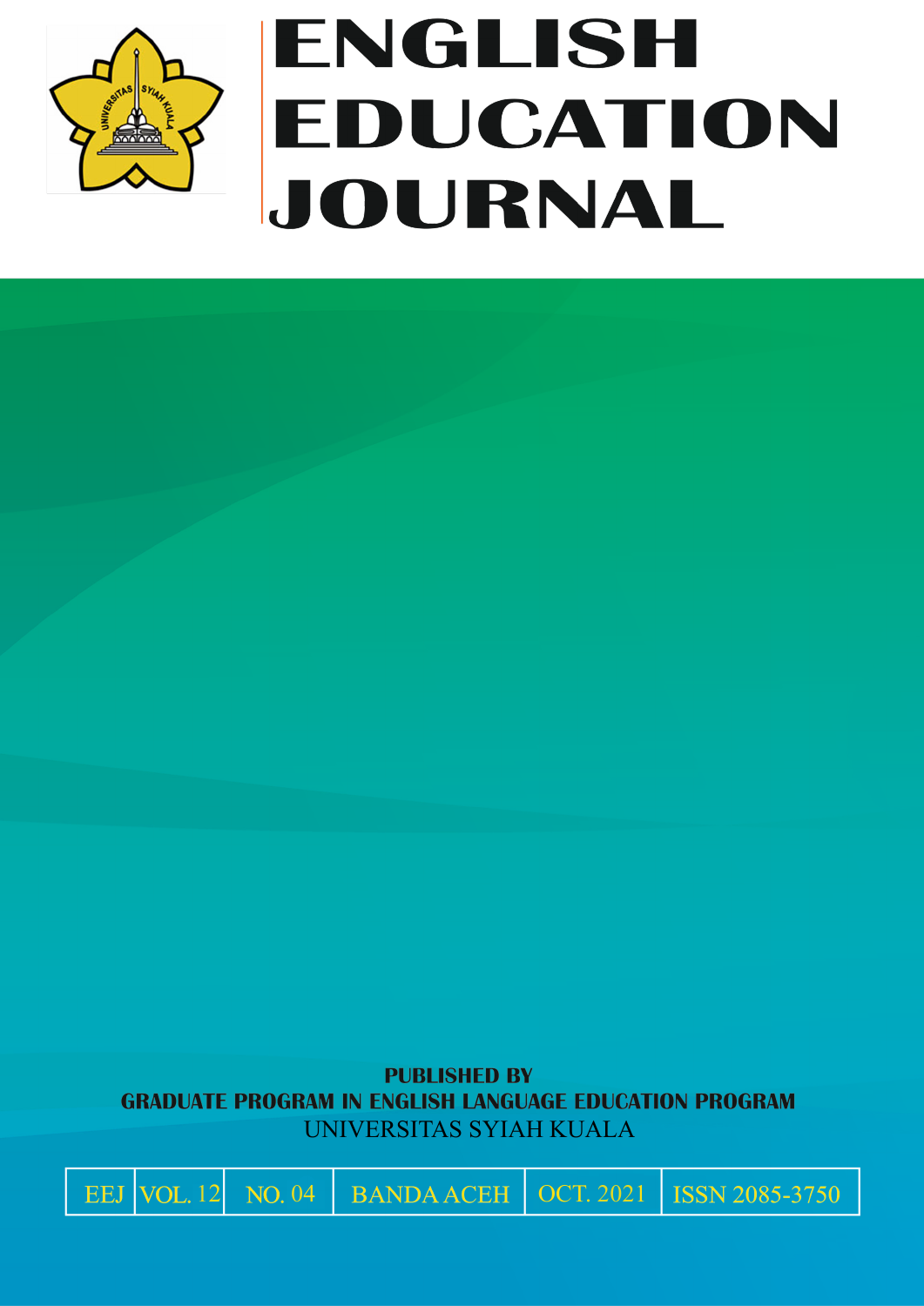# ENGLISH EDUCATION JOURNAL

**PUBLISHED BY**

**GRADUATE PROGRAM IN ENGLISH LANGUAGE EDUCATION PROGRAM**

UNIVERSITAS SYIAH KUALA

| EEJ | VOL. 12 | NO. 04 | BANDA ACEH | OCT. 2021 | ISSN 2085-3750 |
| --- | --- | --- | --- | --- | --- |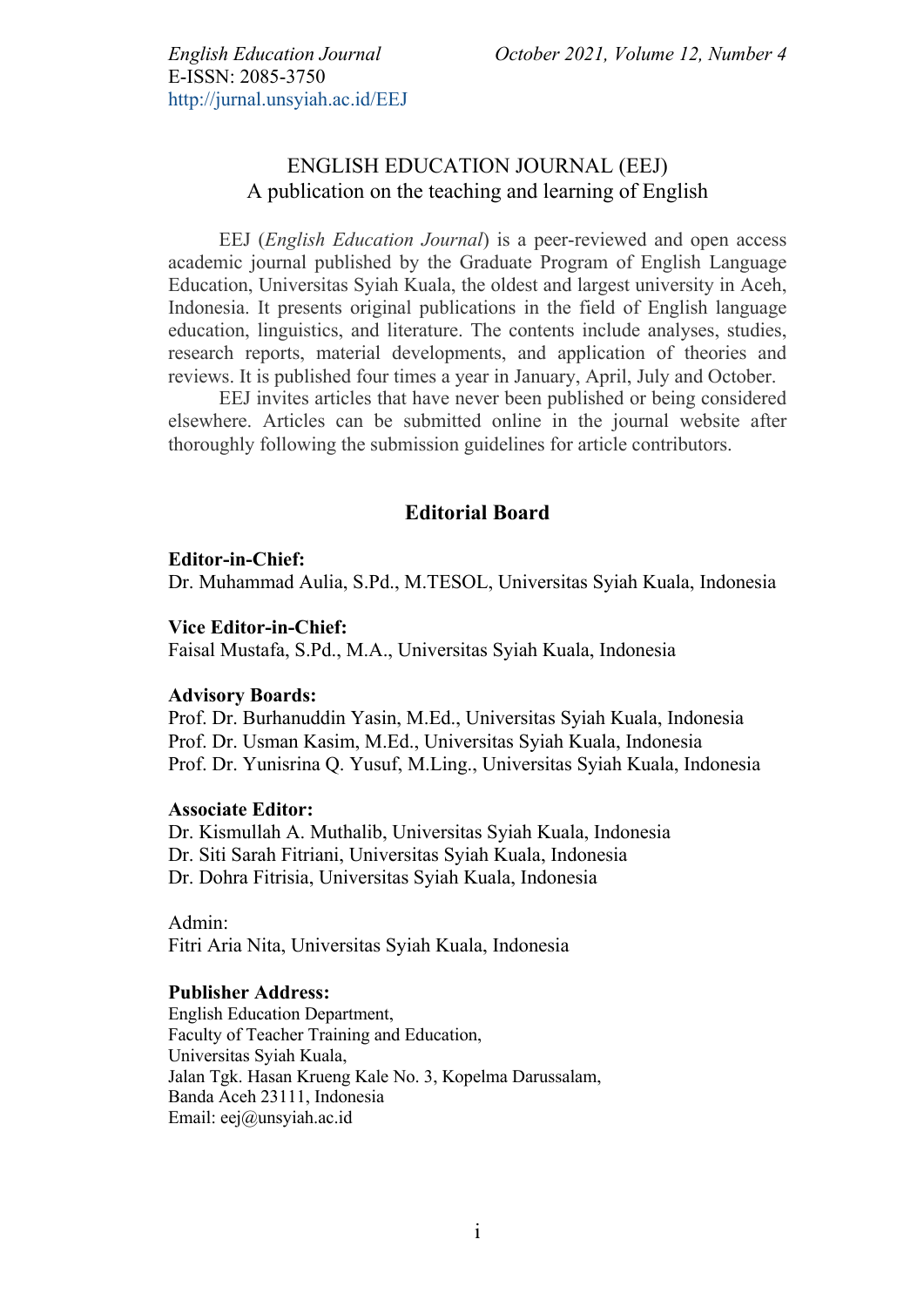# ENGLISH EDUCATION JOURNAL (EEJ)

## A publication on the teaching and learning of English

EEJ (*English Education Journal*) is a peer-reviewed and open access academic journal published by the Graduate Program of English Language Education, Universitas Syiah Kuala, the oldest and largest university in Aceh, Indonesia. It presents original publications in the field of English language education, linguistics, and literature. The contents include analyses, studies, research reports, material developments, and application of theories and reviews. It is published four times a year in January, April, July and October.

EEJ invites articles that have never been published or being considered elsewhere. Articles can be submitted online in the journal website after thoroughly following the submission guidelines for article contributors.

## Editorial Board

**Editor-in-Chief:**
Dr. Muhammad Aulia, S.Pd., M.TESOL, Universitas Syiah Kuala, Indonesia

**Vice Editor-in-Chief:**
Faisal Mustafa, S.Pd., M.A., Universitas Syiah Kuala, Indonesia

**Advisory Boards:**
Prof. Dr. Burhanuddin Yasin, M.Ed., Universitas Syiah Kuala, Indonesia
Prof. Dr. Usman Kasim, M.Ed., Universitas Syiah Kuala, Indonesia
Prof. Dr. Yunisrina Q. Yusuf, M.Ling., Universitas Syiah Kuala, Indonesia

**Associate Editor:**
Dr. Kismullah A. Muthalib, Universitas Syiah Kuala, Indonesia
Dr. Siti Sarah Fitriani, Universitas Syiah Kuala, Indonesia
Dr. Dohra Fitrisia, Universitas Syiah Kuala, Indonesia

Admin:
Fitri Aria Nita, Universitas Syiah Kuala, Indonesia

**Publisher Address:**
English Education Department,
Faculty of Teacher Training and Education,
Universitas Syiah Kuala,
Jalan Tgk. Hasan Krueng Kale No. 3, Kopelma Darussalam,
Banda Aceh 23111, Indonesia
Email: eej@unsyiah.ac.id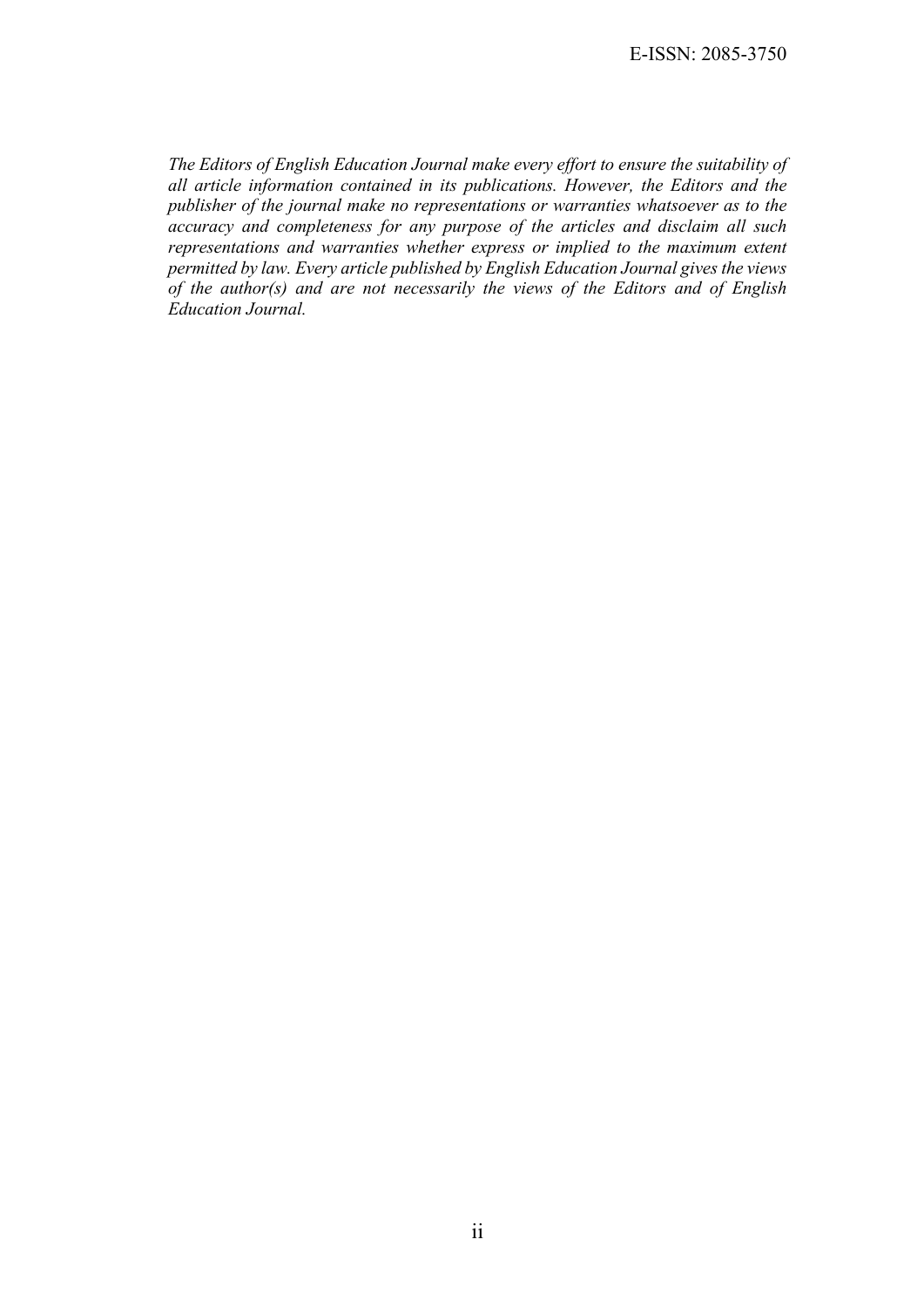*The Editors of English Education Journal make every effort to ensure the suitability of all article information contained in its publications. However, the Editors and the publisher of the journal make no representations or warranties whatsoever as to the accuracy and completeness for any purpose of the articles and disclaim all such representations and warranties whether express or implied to the maximum extent permitted by law. Every article published by English Education Journal gives the views of the author(s) and are not necessarily the views of the Editors and of English Education Journal.*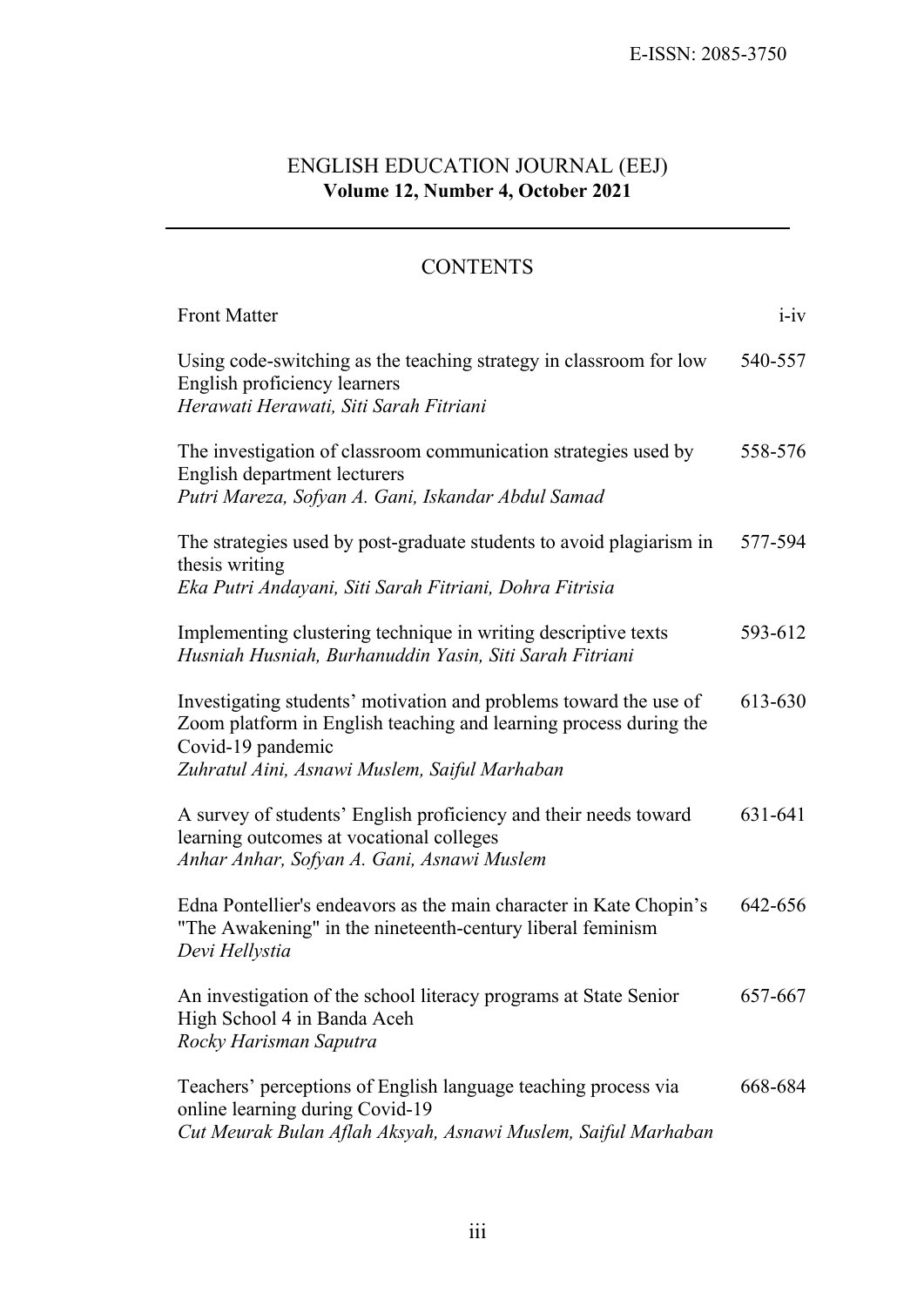E-ISSN: 2085-3750

# ENGLISH EDUCATION JOURNAL (EEJ)

**Volume 12, Number 4, October 2021**

---

## CONTENTS

| | |
|---|---|
| Front Matter | i-iv |
| Using code-switching as the teaching strategy in classroom for low English proficiency learners<br>*Herawati Herawati, Siti Sarah Fitriani* | 540-557 |
| The investigation of classroom communication strategies used by English department lecturers<br>*Putri Mareza, Sofyan A. Gani, Iskandar Abdul Samad* | 558-576 |
| The strategies used by post-graduate students to avoid plagiarism in thesis writing<br>*Eka Putri Andayani, Siti Sarah Fitriani, Dohra Fitrisia* | 577-594 |
| Implementing clustering technique in writing descriptive texts<br>*Husniah Husniah, Burhanuddin Yasin, Siti Sarah Fitriani* | 593-612 |
| Investigating students' motivation and problems toward the use of Zoom platform in English teaching and learning process during the Covid-19 pandemic<br>*Zuhratul Aini, Asnawi Muslem, Saiful Marhaban* | 613-630 |
| A survey of students' English proficiency and their needs toward learning outcomes at vocational colleges<br>*Anhar Anhar, Sofyan A. Gani, Asnawi Muslem* | 631-641 |
| Edna Pontellier's endeavors as the main character in Kate Chopin's "The Awakening" in the nineteenth-century liberal feminism<br>*Devi Hellystia* | 642-656 |
| An investigation of the school literacy programs at State Senior High School 4 in Banda Aceh<br>*Rocky Harisman Saputra* | 657-667 |
| Teachers' perceptions of English language teaching process via online learning during Covid-19<br>*Cut Meurak Bulan Aflah Aksyah, Asnawi Muslem, Saiful Marhaban* | 668-684 |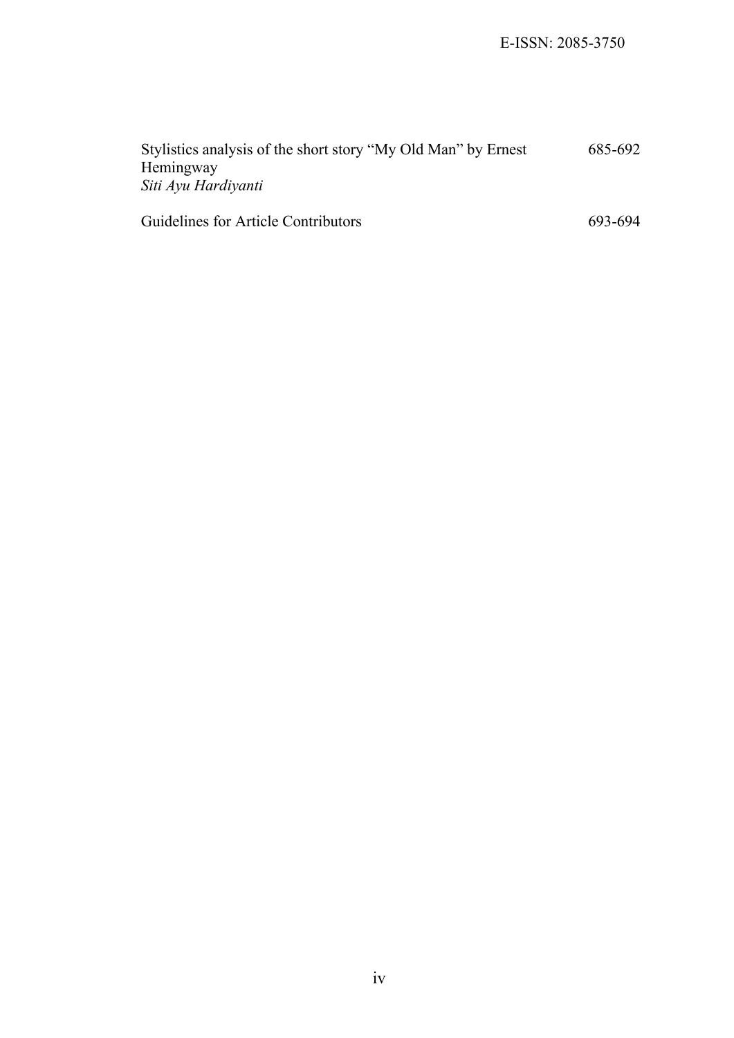Stylistics analysis of the short story "My Old Man" by Ernest Hemingway 685-692
*Siti Ayu Hardiyanti*

Guidelines for Article Contributors 693-694